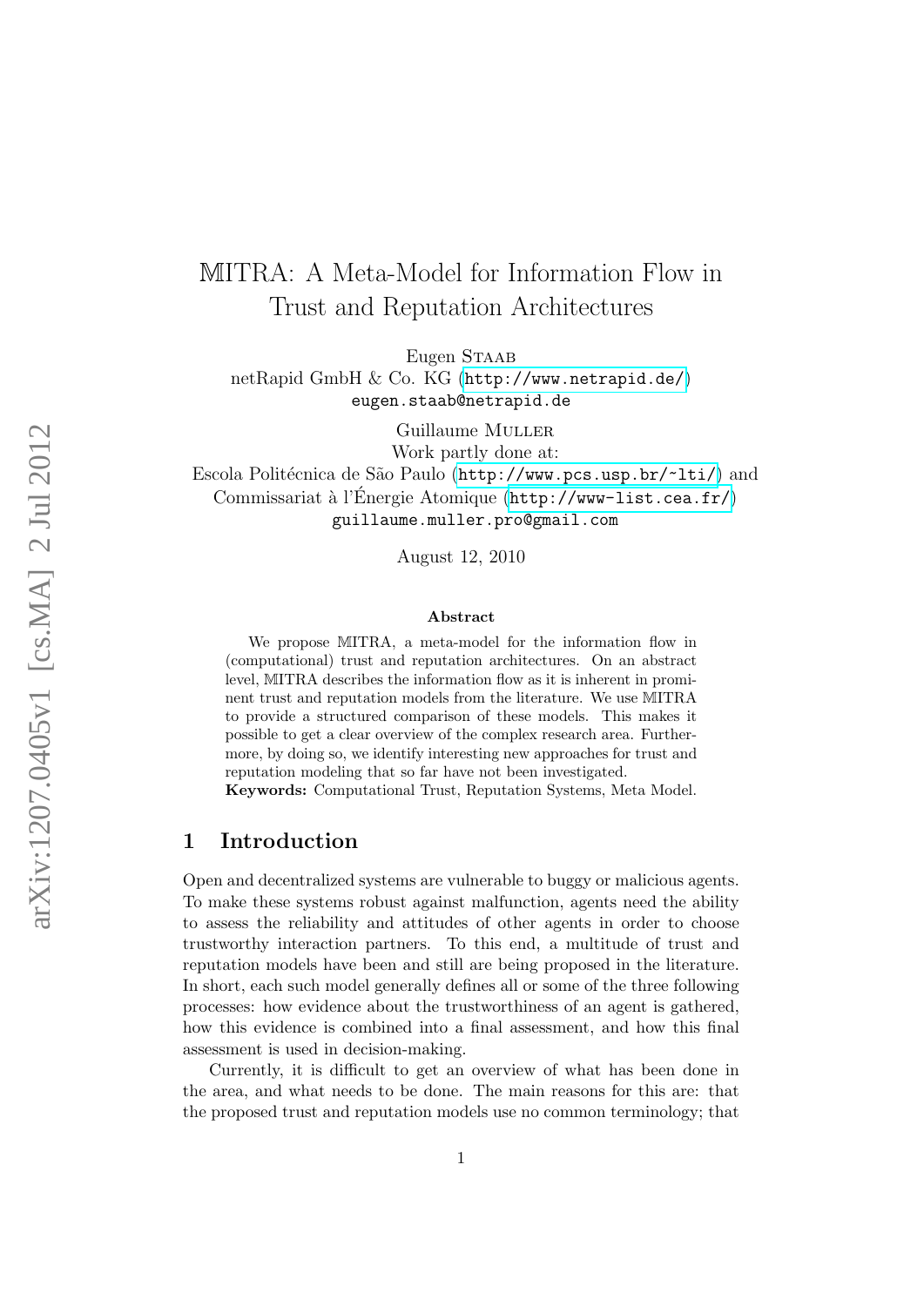# 𝕄ITRA: A Meta-Model for Information Flow in Trust and Reputation Architectures

Eugen Staab
netRapid GmbH & Co. KG (http://www.netrapid.de/)
eugen.staab@netrapid.de

Guillaume Muller
Work partly done at:
Escola Politécnica de São Paulo (http://www.pcs.usp.br/~lti/) and
Commissariat à l'Énergie Atomique (http://www-list.cea.fr/)
guillaume.muller.pro@gmail.com

August 12, 2010

**Abstract**

We propose 𝕄ITRA, a meta-model for the information flow in (computational) trust and reputation architectures. On an abstract level, 𝕄ITRA describes the information flow as it is inherent in prominent trust and reputation models from the literature. We use 𝕄ITRA to provide a structured comparison of these models. This makes it possible to get a clear overview of the complex research area. Furthermore, by doing so, we identify interesting new approaches for trust and reputation modeling that so far have not been investigated.

**Keywords:** Computational Trust, Reputation Systems, Meta Model.

## 1 Introduction

Open and decentralized systems are vulnerable to buggy or malicious agents. To make these systems robust against malfunction, agents need the ability to assess the reliability and attitudes of other agents in order to choose trustworthy interaction partners. To this end, a multitude of trust and reputation models have been and still are being proposed in the literature. In short, each such model generally defines all or some of the three following processes: how evidence about the trustworthiness of an agent is gathered, how this evidence is combined into a final assessment, and how this final assessment is used in decision-making.

Currently, it is difficult to get an overview of what has been done in the area, and what needs to be done. The main reasons for this are: that the proposed trust and reputation models use no common terminology; that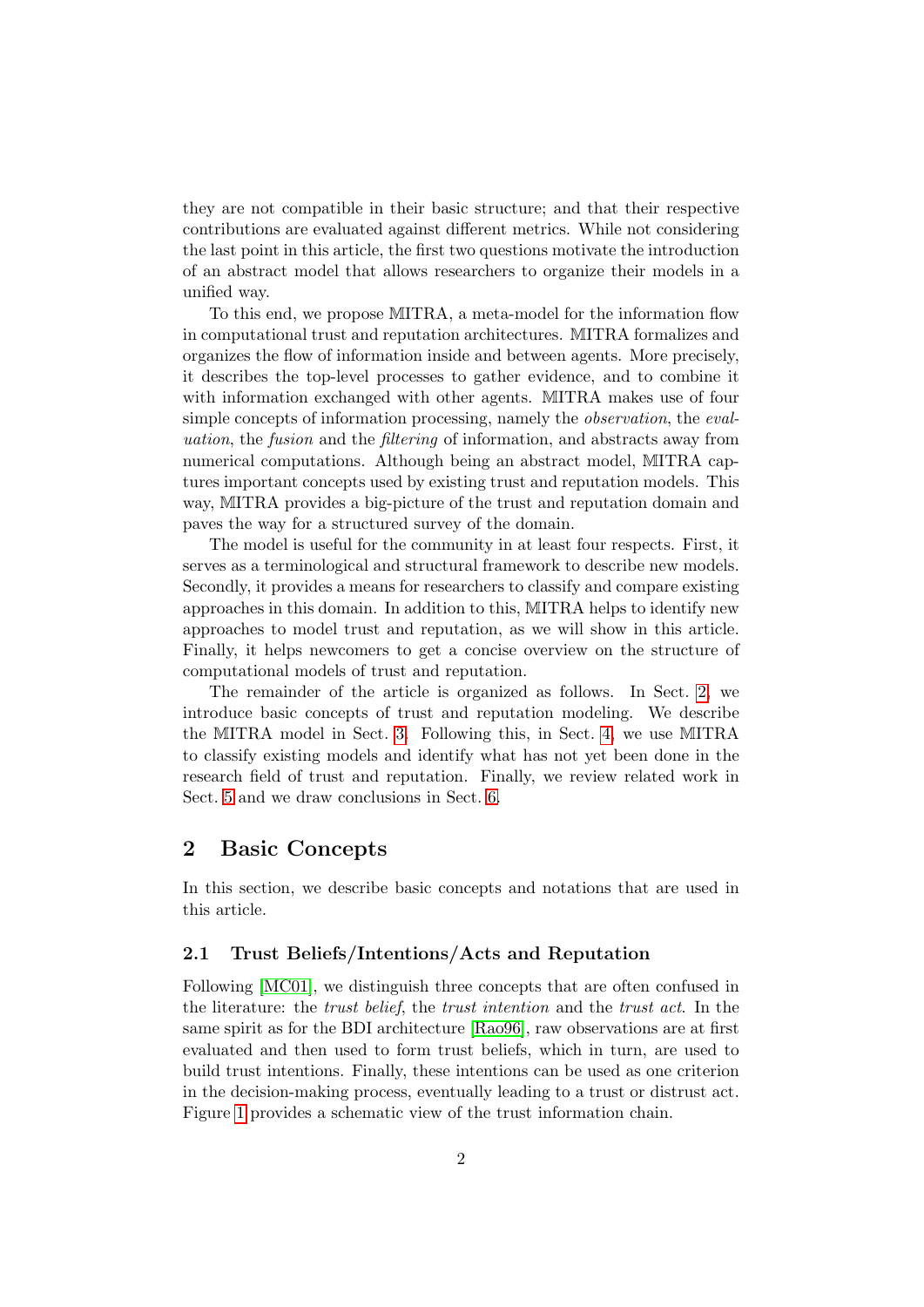they are not compatible in their basic structure; and that their respective contributions are evaluated against different metrics. While not considering the last point in this article, the first two questions motivate the introduction of an abstract model that allows researchers to organize their models in a unified way.

To this end, we propose MITRA, a meta-model for the information flow in computational trust and reputation architectures. MITRA formalizes and organizes the flow of information inside and between agents. More precisely, it describes the top-level processes to gather evidence, and to combine it with information exchanged with other agents. MITRA makes use of four simple concepts of information processing, namely the *observation*, the *evaluation*, the *fusion* and the *filtering* of information, and abstracts away from numerical computations. Although being an abstract model, MITRA captures important concepts used by existing trust and reputation models. This way, MITRA provides a big-picture of the trust and reputation domain and paves the way for a structured survey of the domain.

The model is useful for the community in at least four respects. First, it serves as a terminological and structural framework to describe new models. Secondly, it provides a means for researchers to classify and compare existing approaches in this domain. In addition to this, MITRA helps to identify new approaches to model trust and reputation, as we will show in this article. Finally, it helps newcomers to get a concise overview on the structure of computational models of trust and reputation.

The remainder of the article is organized as follows. In Sect. 2, we introduce basic concepts of trust and reputation modeling. We describe the MITRA model in Sect. 3. Following this, in Sect. 4, we use MITRA to classify existing models and identify what has not yet been done in the research field of trust and reputation. Finally, we review related work in Sect. 5 and we draw conclusions in Sect. 6.

## 2 Basic Concepts

In this section, we describe basic concepts and notations that are used in this article.

### 2.1 Trust Beliefs/Intentions/Acts and Reputation

Following [MC01], we distinguish three concepts that are often confused in the literature: the *trust belief*, the *trust intention* and the *trust act*. In the same spirit as for the BDI architecture [Rao96], raw observations are at first evaluated and then used to form trust beliefs, which in turn, are used to build trust intentions. Finally, these intentions can be used as one criterion in the decision-making process, eventually leading to a trust or distrust act. Figure 1 provides a schematic view of the trust information chain.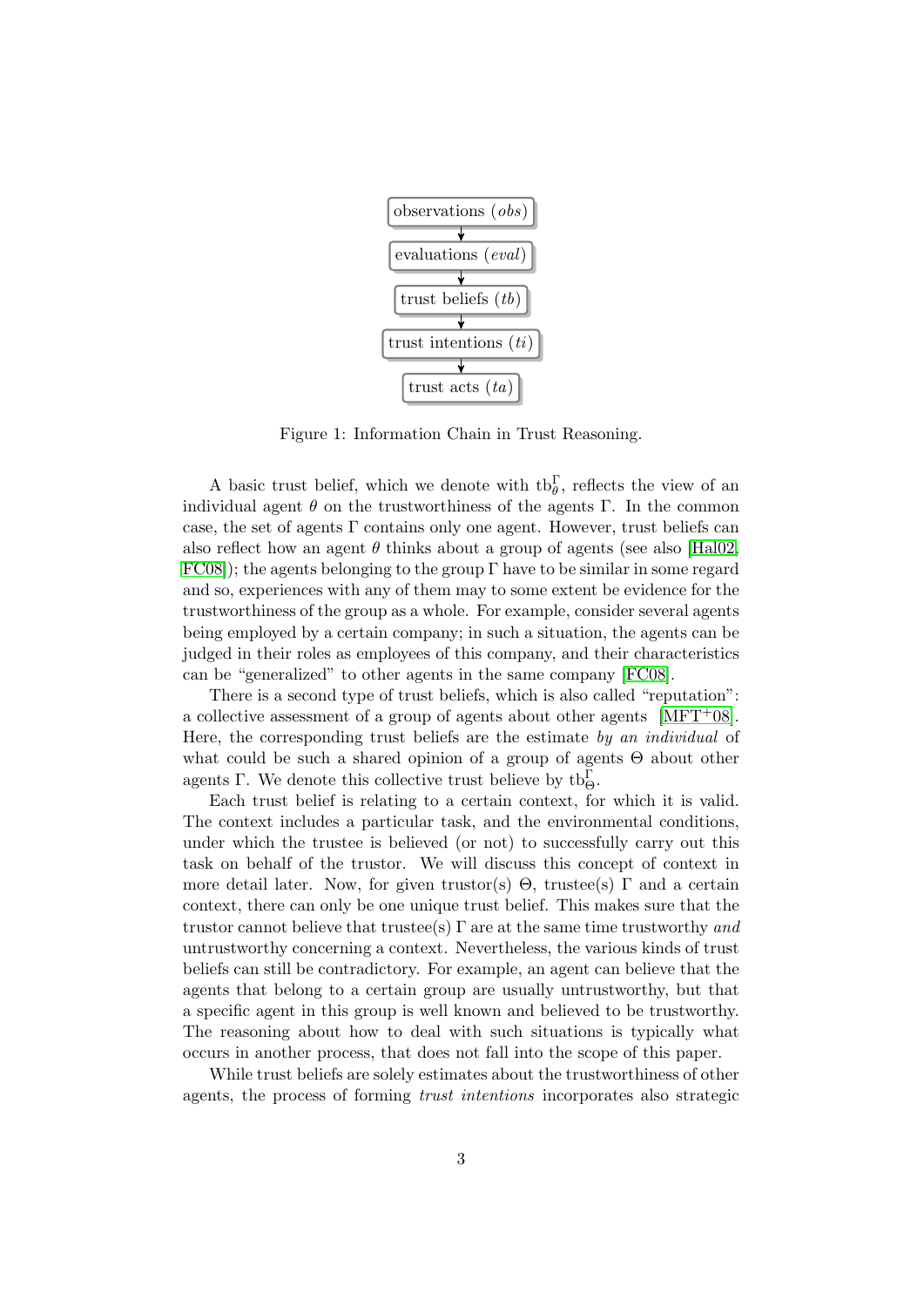observations ($obs$)
↓
evaluations ($eval$)
↓
trust beliefs ($tb$)
↓
trust intentions ($ti$)
↓
trust acts ($ta$)

Figure 1: Information Chain in Trust Reasoning.

A basic trust belief, which we denote with $\mathrm{tb}_{\theta}^{\Gamma}$, reflects the view of an individual agent $\theta$ on the trustworthiness of the agents $\Gamma$. In the common case, the set of agents $\Gamma$ contains only one agent. However, trust beliefs can also reflect how an agent $\theta$ thinks about a group of agents (see also [Hal02, FC08]); the agents belonging to the group $\Gamma$ have to be similar in some regard and so, experiences with any of them may to some extent be evidence for the trustworthiness of the group as a whole. For example, consider several agents being employed by a certain company; in such a situation, the agents can be judged in their roles as employees of this company, and their characteristics can be "generalized" to other agents in the same company [FC08].

There is a second type of trust beliefs, which is also called "reputation": a collective assessment of a group of agents about other agents [MFT+08]. Here, the corresponding trust beliefs are the estimate *by an individual* of what could be such a shared opinion of a group of agents $\Theta$ about other agents $\Gamma$. We denote this collective trust believe by $\mathrm{tb}_{\Theta}^{\Gamma}$.

Each trust belief is relating to a certain context, for which it is valid. The context includes a particular task, and the environmental conditions, under which the trustee is believed (or not) to successfully carry out this task on behalf of the trustor. We will discuss this concept of context in more detail later. Now, for given trustor(s) $\Theta$, trustee(s) $\Gamma$ and a certain context, there can only be one unique trust belief. This makes sure that the trustor cannot believe that trustee(s) $\Gamma$ are at the same time trustworthy *and* untrustworthy concerning a context. Nevertheless, the various kinds of trust beliefs can still be contradictory. For example, an agent can believe that the agents that belong to a certain group are usually untrustworthy, but that a specific agent in this group is well known and believed to be trustworthy. The reasoning about how to deal with such situations is typically what occurs in another process, that does not fall into the scope of this paper.

While trust beliefs are solely estimates about the trustworthiness of other agents, the process of forming *trust intentions* incorporates also strategic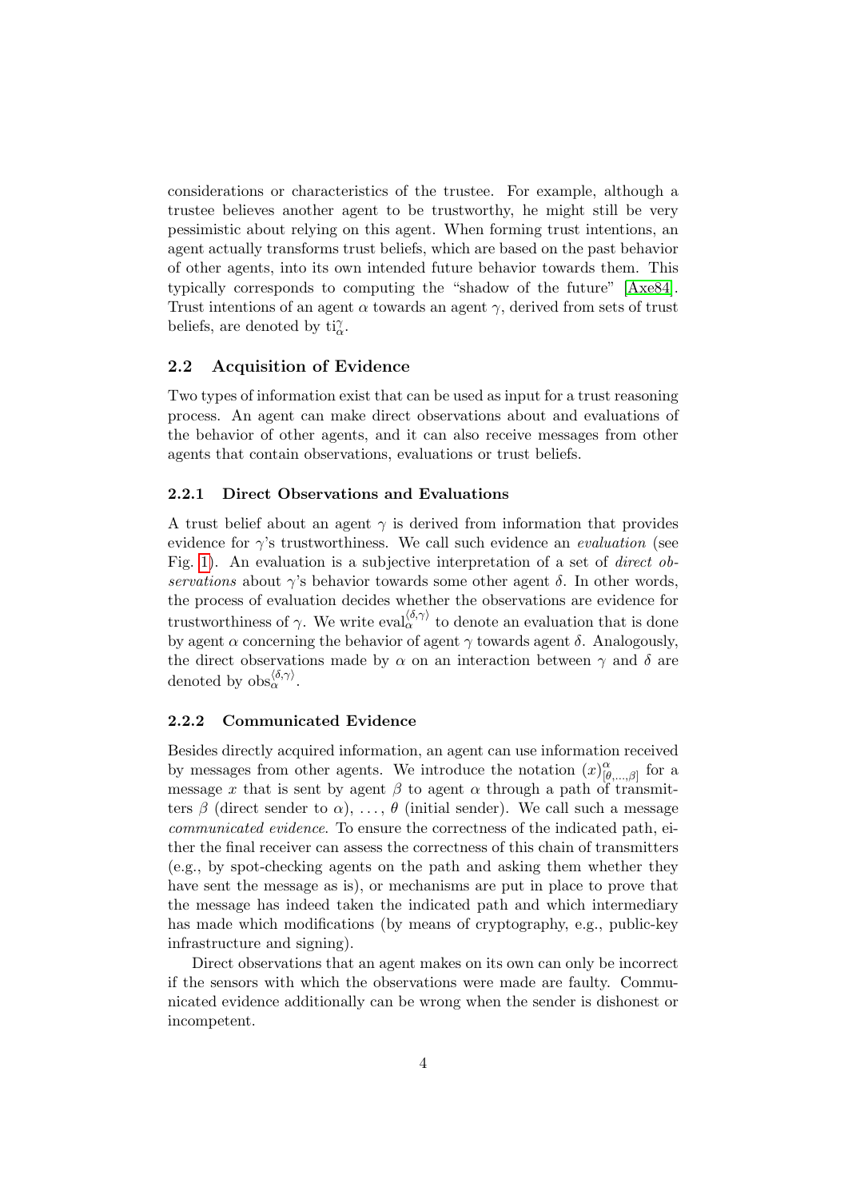considerations or characteristics of the trustee. For example, although a trustee believes another agent to be trustworthy, he might still be very pessimistic about relying on this agent. When forming trust intentions, an agent actually transforms trust beliefs, which are based on the past behavior of other agents, into its own intended future behavior towards them. This typically corresponds to computing the "shadow of the future" [Axe84]. Trust intentions of an agent $\alpha$ towards an agent $\gamma$, derived from sets of trust beliefs, are denoted by $\mathrm{ti}_{\alpha}^{\gamma}$.

## 2.2 Acquisition of Evidence

Two types of information exist that can be used as input for a trust reasoning process. An agent can make direct observations about and evaluations of the behavior of other agents, and it can also receive messages from other agents that contain observations, evaluations or trust beliefs.

### 2.2.1 Direct Observations and Evaluations

A trust belief about an agent $\gamma$ is derived from information that provides evidence for $\gamma$'s trustworthiness. We call such evidence an *evaluation* (see Fig. 1). An evaluation is a subjective interpretation of a set of *direct observations* about $\gamma$'s behavior towards some other agent $\delta$. In other words, the process of evaluation decides whether the observations are evidence for trustworthiness of $\gamma$. We write $\mathrm{eval}_{\alpha}^{\langle\delta,\gamma\rangle}$ to denote an evaluation that is done by agent $\alpha$ concerning the behavior of agent $\gamma$ towards agent $\delta$. Analogously, the direct observations made by $\alpha$ on an interaction between $\gamma$ and $\delta$ are denoted by $\mathrm{obs}_{\alpha}^{\langle\delta,\gamma\rangle}$.

### 2.2.2 Communicated Evidence

Besides directly acquired information, an agent can use information received by messages from other agents. We introduce the notation $(x)_{[\theta,\ldots,\beta]}^{\alpha}$ for a message $x$ that is sent by agent $\beta$ to agent $\alpha$ through a path of transmitters $\beta$ (direct sender to $\alpha$), ..., $\theta$ (initial sender). We call such a message *communicated evidence*. To ensure the correctness of the indicated path, either the final receiver can assess the correctness of this chain of transmitters (e.g., by spot-checking agents on the path and asking them whether they have sent the message as is), or mechanisms are put in place to prove that the message has indeed taken the indicated path and which intermediary has made which modifications (by means of cryptography, e.g., public-key infrastructure and signing).

Direct observations that an agent makes on its own can only be incorrect if the sensors with which the observations were made are faulty. Communicated evidence additionally can be wrong when the sender is dishonest or incompetent.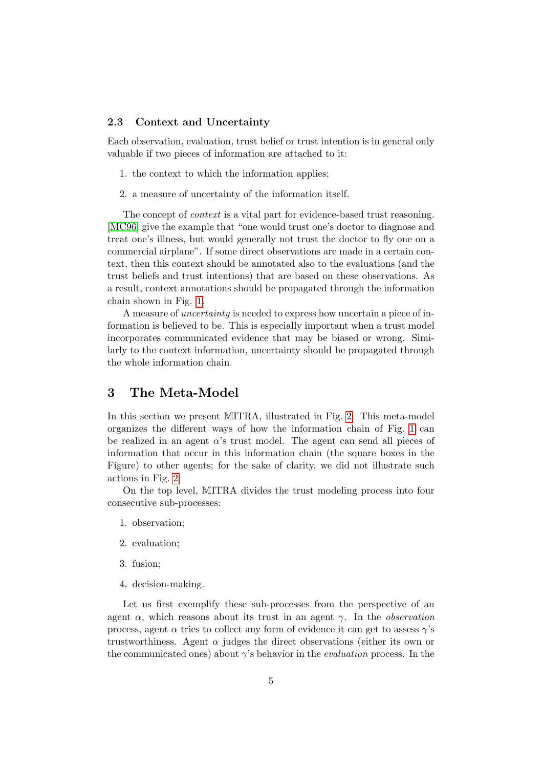### 2.3 Context and Uncertainty

Each observation, evaluation, trust belief or trust intention is in general only valuable if two pieces of information are attached to it:

1. the context to which the information applies;
2. a measure of uncertainty of the information itself.

The concept of *context* is a vital part for evidence-based trust reasoning. [MC96] give the example that "one would trust one's doctor to diagnose and treat one's illness, but would generally not trust the doctor to fly one on a commercial airplane". If some direct observations are made in a certain context, then this context should be annotated also to the evaluations (and the trust beliefs and trust intentions) that are based on these observations. As a result, context annotations should be propagated through the information chain shown in Fig. 1.

A measure of *uncertainty* is needed to express how uncertain a piece of information is believed to be. This is especially important when a trust model incorporates communicated evidence that may be biased or wrong. Similarly to the context information, uncertainty should be propagated through the whole information chain.

## 3 The Meta-Model

In this section we present 𝕄ITRA, illustrated in Fig. 2. This meta-model organizes the different ways of how the information chain of Fig. 1 can be realized in an agent $\alpha$'s trust model. The agent can send all pieces of information that occur in this information chain (the square boxes in the Figure) to other agents; for the sake of clarity, we did not illustrate such actions in Fig. 2.

On the top level, 𝕄ITRA divides the trust modeling process into four consecutive sub-processes:

1. observation;
2. evaluation;
3. fusion;
4. decision-making.

Let us first exemplify these sub-processes from the perspective of an agent $\alpha$, which reasons about its trust in an agent $\gamma$. In the *observation* process, agent $\alpha$ tries to collect any form of evidence it can get to assess $\gamma$'s trustworthiness. Agent $\alpha$ judges the direct observations (either its own or the communicated ones) about $\gamma$'s behavior in the *evaluation* process. In the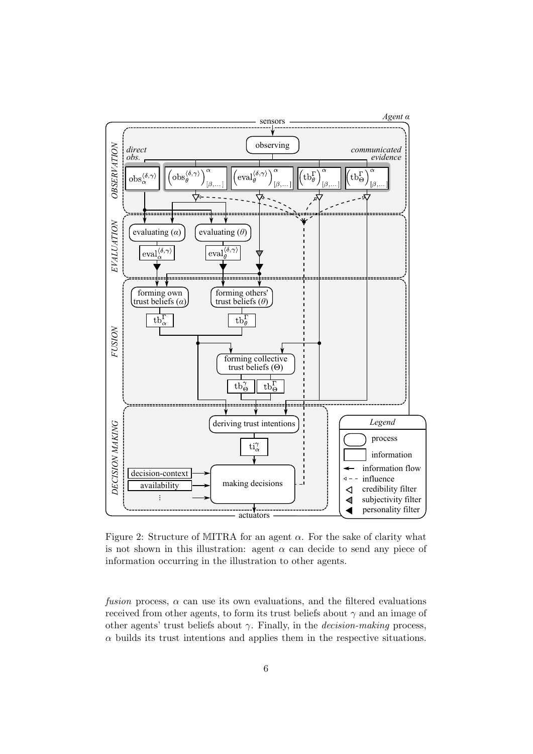Figure 2: Structure of MITRA for an agent $\alpha$. For the sake of clarity what is not shown in this illustration: agent $\alpha$ can decide to send any piece of information occurring in the illustration to other agents.

*fusion* process, $\alpha$ can use its own evaluations, and the filtered evaluations received from other agents, to form its trust beliefs about $\gamma$ and an image of other agents' trust beliefs about $\gamma$. Finally, in the *decision-making* process, $\alpha$ builds its trust intentions and applies them in the respective situations.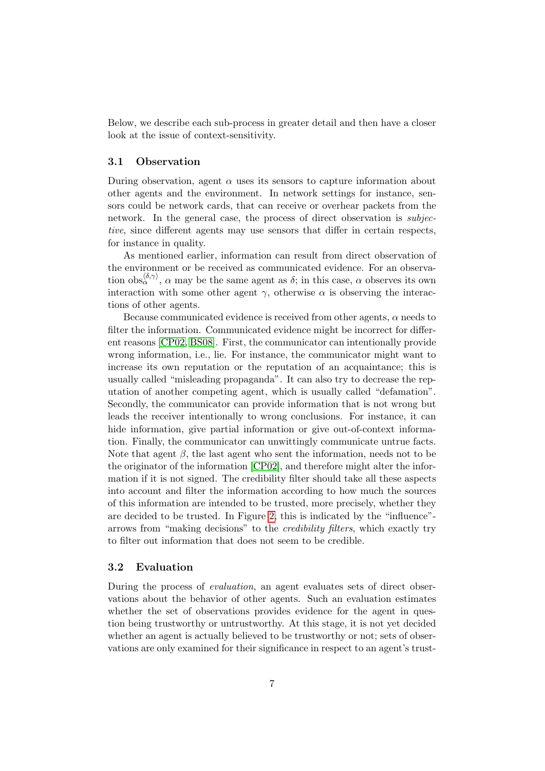Below, we describe each sub-process in greater detail and then have a closer look at the issue of context-sensitivity.

### 3.1 Observation

During observation, agent $\alpha$ uses its sensors to capture information about other agents and the environment. In network settings for instance, sensors could be network cards, that can receive or overhear packets from the network. In the general case, the process of direct observation is *subjective*, since different agents may use sensors that differ in certain respects, for instance in quality.

As mentioned earlier, information can result from direct observation of the environment or be received as communicated evidence. For an observation $\text{obs}_\alpha^{\langle\delta,\gamma\rangle}$, $\alpha$ may be the same agent as $\delta$; in this case, $\alpha$ observes its own interaction with some other agent $\gamma$, otherwise $\alpha$ is observing the interactions of other agents.

Because communicated evidence is received from other agents, $\alpha$ needs to filter the information. Communicated evidence might be incorrect for different reasons [CP02, BS08]. First, the communicator can intentionally provide wrong information, i.e., lie. For instance, the communicator might want to increase its own reputation or the reputation of an acquaintance; this is usually called "misleading propaganda". It can also try to decrease the reputation of another competing agent, which is usually called "defamation". Secondly, the communicator can provide information that is not wrong but leads the receiver intentionally to wrong conclusions. For instance, it can hide information, give partial information or give out-of-context information. Finally, the communicator can unwittingly communicate untrue facts. Note that agent $\beta$, the last agent who sent the information, needs not to be the originator of the information [CP02], and therefore might alter the information if it is not signed. The credibility filter should take all these aspects into account and filter the information according to how much the sources of this information are intended to be trusted, more precisely, whether they are decided to be trusted. In Figure 2, this is indicated by the "influence"-arrows from "making decisions" to the *credibility filters*, which exactly try to filter out information that does not seem to be credible.

### 3.2 Evaluation

During the process of *evaluation*, an agent evaluates sets of direct observations about the behavior of other agents. Such an evaluation estimates whether the set of observations provides evidence for the agent in question being trustworthy or untrustworthy. At this stage, it is not yet decided whether an agent is actually believed to be trustworthy or not; sets of observations are only examined for their significance in respect to an agent's trust-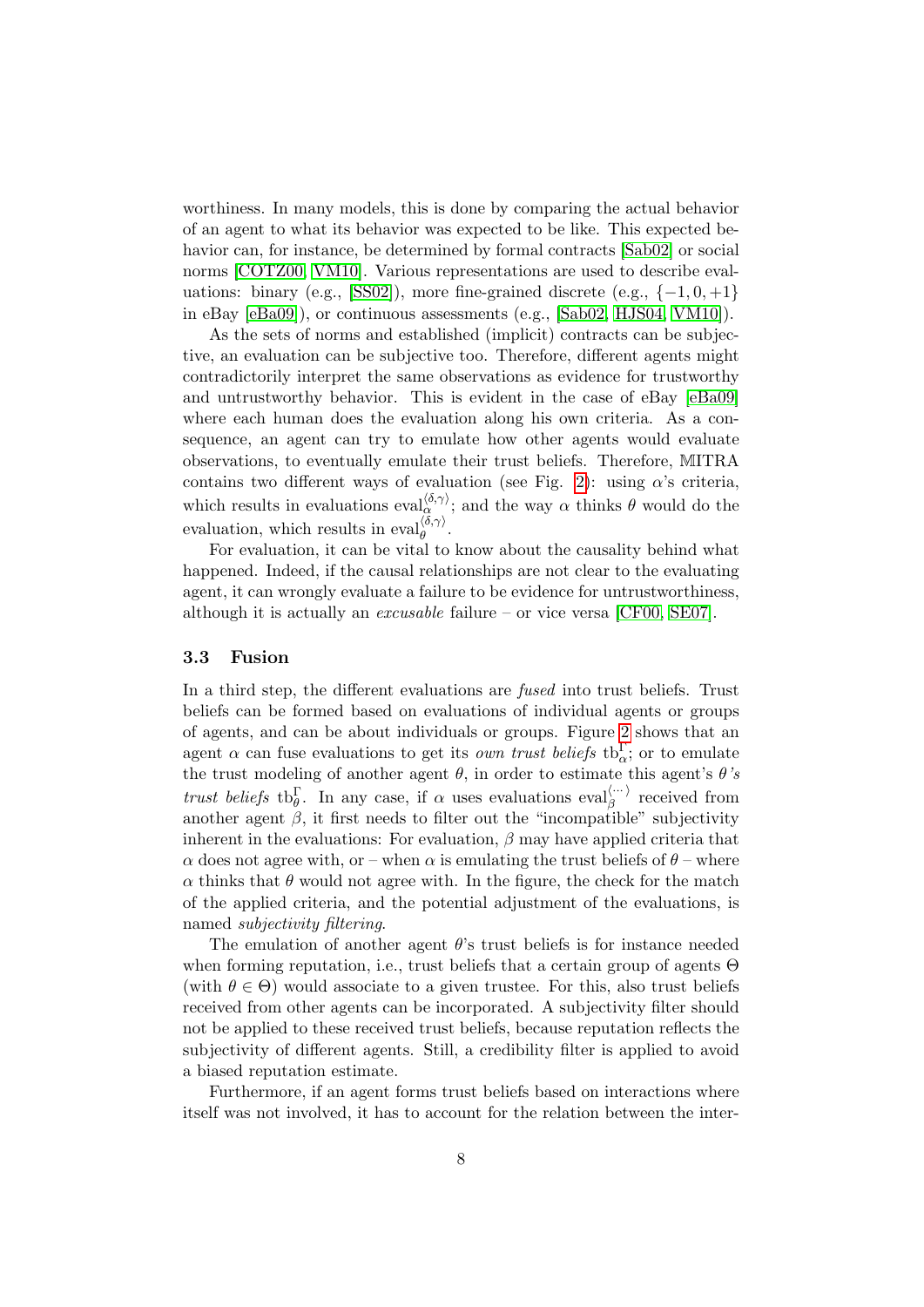worthiness. In many models, this is done by comparing the actual behavior of an agent to what its behavior was expected to be like. This expected behavior can, for instance, be determined by formal contracts [Sab02] or social norms [COTZ00, VM10]. Various representations are used to describe evaluations: binary (e.g., [SS02]), more fine-grained discrete (e.g., $\{-1, 0, +1\}$ in eBay [eBa09]), or continuous assessments (e.g., [Sab02, HJS04, VM10]).

As the sets of norms and established (implicit) contracts can be subjective, an evaluation can be subjective too. Therefore, different agents might contradictorily interpret the same observations as evidence for trustworthy and untrustworthy behavior. This is evident in the case of eBay [eBa09] where each human does the evaluation along his own criteria. As a consequence, an agent can try to emulate how other agents would evaluate observations, to eventually emulate their trust beliefs. Therefore, $\mathbb{M}$ITRA contains two different ways of evaluation (see Fig. 2): using $\alpha$'s criteria, which results in evaluations $\text{eval}_{\alpha}^{\langle\delta,\gamma\rangle}$; and the way $\alpha$ thinks $\theta$ would do the evaluation, which results in $\text{eval}_{\theta}^{\langle\delta,\gamma\rangle}$.

For evaluation, it can be vital to know about the causality behind what happened. Indeed, if the causal relationships are not clear to the evaluating agent, it can wrongly evaluate a failure to be evidence for untrustworthiness, although it is actually an *excusable* failure – or vice versa [CF00, SE07].

### 3.3 Fusion

In a third step, the different evaluations are *fused* into trust beliefs. Trust beliefs can be formed based on evaluations of individual agents or groups of agents, and can be about individuals or groups. Figure 2 shows that an agent $\alpha$ can fuse evaluations to get its *own trust beliefs* $\text{tb}_{\alpha}^{\Gamma}$; or to emulate the trust modeling of another agent $\theta$, in order to estimate this agent's *$\theta$'s trust beliefs* $\text{tb}_{\theta}^{\Gamma}$. In any case, if $\alpha$ uses evaluations $\text{eval}_{\beta}^{\langle\ldots\rangle}$ received from another agent $\beta$, it first needs to filter out the "incompatible" subjectivity inherent in the evaluations: For evaluation, $\beta$ may have applied criteria that $\alpha$ does not agree with, or – when $\alpha$ is emulating the trust beliefs of $\theta$ – where $\alpha$ thinks that $\theta$ would not agree with. In the figure, the check for the match of the applied criteria, and the potential adjustment of the evaluations, is named *subjectivity filtering*.

The emulation of another agent $\theta$'s trust beliefs is for instance needed when forming reputation, i.e., trust beliefs that a certain group of agents $\Theta$ (with $\theta \in \Theta$) would associate to a given trustee. For this, also trust beliefs received from other agents can be incorporated. A subjectivity filter should not be applied to these received trust beliefs, because reputation reflects the subjectivity of different agents. Still, a credibility filter is applied to avoid a biased reputation estimate.

Furthermore, if an agent forms trust beliefs based on interactions where itself was not involved, it has to account for the relation between the inter-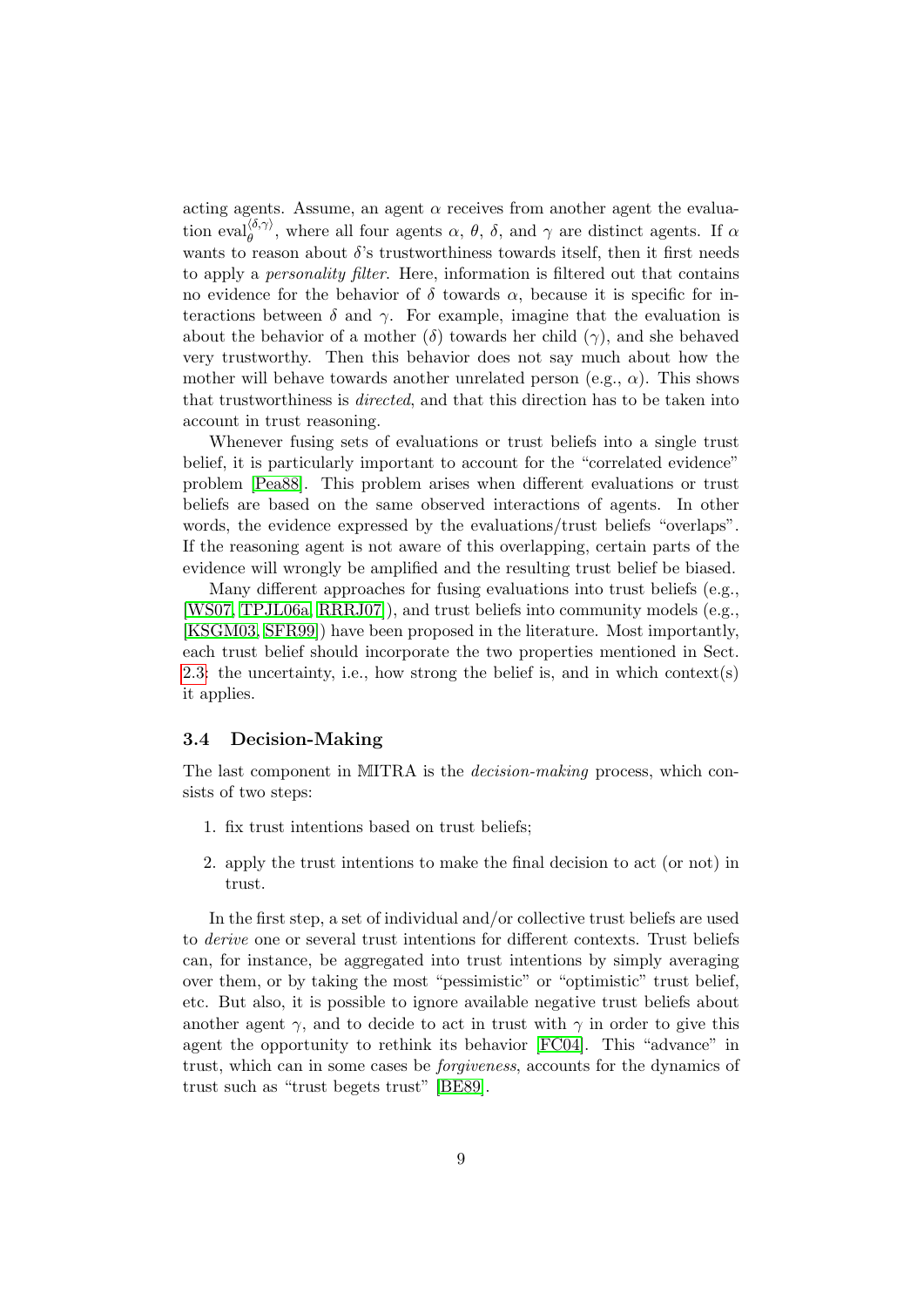acting agents. Assume, an agent $\alpha$ receives from another agent the evaluation $\mathrm{eval}_{\theta}^{\langle\delta,\gamma\rangle}$, where all four agents $\alpha$, $\theta$, $\delta$, and $\gamma$ are distinct agents. If $\alpha$ wants to reason about $\delta$'s trustworthiness towards itself, then it first needs to apply a *personality filter*. Here, information is filtered out that contains no evidence for the behavior of $\delta$ towards $\alpha$, because it is specific for interactions between $\delta$ and $\gamma$. For example, imagine that the evaluation is about the behavior of a mother ($\delta$) towards her child ($\gamma$), and she behaved very trustworthy. Then this behavior does not say much about how the mother will behave towards another unrelated person (e.g., $\alpha$). This shows that trustworthiness is *directed*, and that this direction has to be taken into account in trust reasoning.

Whenever fusing sets of evaluations or trust beliefs into a single trust belief, it is particularly important to account for the "correlated evidence" problem [Pea88]. This problem arises when different evaluations or trust beliefs are based on the same observed interactions of agents. In other words, the evidence expressed by the evaluations/trust beliefs "overlaps". If the reasoning agent is not aware of this overlapping, certain parts of the evidence will wrongly be amplified and the resulting trust belief be biased.

Many different approaches for fusing evaluations into trust beliefs (e.g., [WS07, TPJL06a, RRRJ07]), and trust beliefs into community models (e.g., [KSGM03, SFR99]) have been proposed in the literature. Most importantly, each trust belief should incorporate the two properties mentioned in Sect. 2.3: the uncertainty, i.e., how strong the belief is, and in which context(s) it applies.

### 3.4 Decision-Making

The last component in $\mathbb{M}$ITRA is the *decision-making* process, which consists of two steps:

1. fix trust intentions based on trust beliefs;
2. apply the trust intentions to make the final decision to act (or not) in trust.

In the first step, a set of individual and/or collective trust beliefs are used to *derive* one or several trust intentions for different contexts. Trust beliefs can, for instance, be aggregated into trust intentions by simply averaging over them, or by taking the most "pessimistic" or "optimistic" trust belief, etc. But also, it is possible to ignore available negative trust beliefs about another agent $\gamma$, and to decide to act in trust with $\gamma$ in order to give this agent the opportunity to rethink its behavior [FC04]. This "advance" in trust, which can in some cases be *forgiveness*, accounts for the dynamics of trust such as "trust begets trust" [BE89].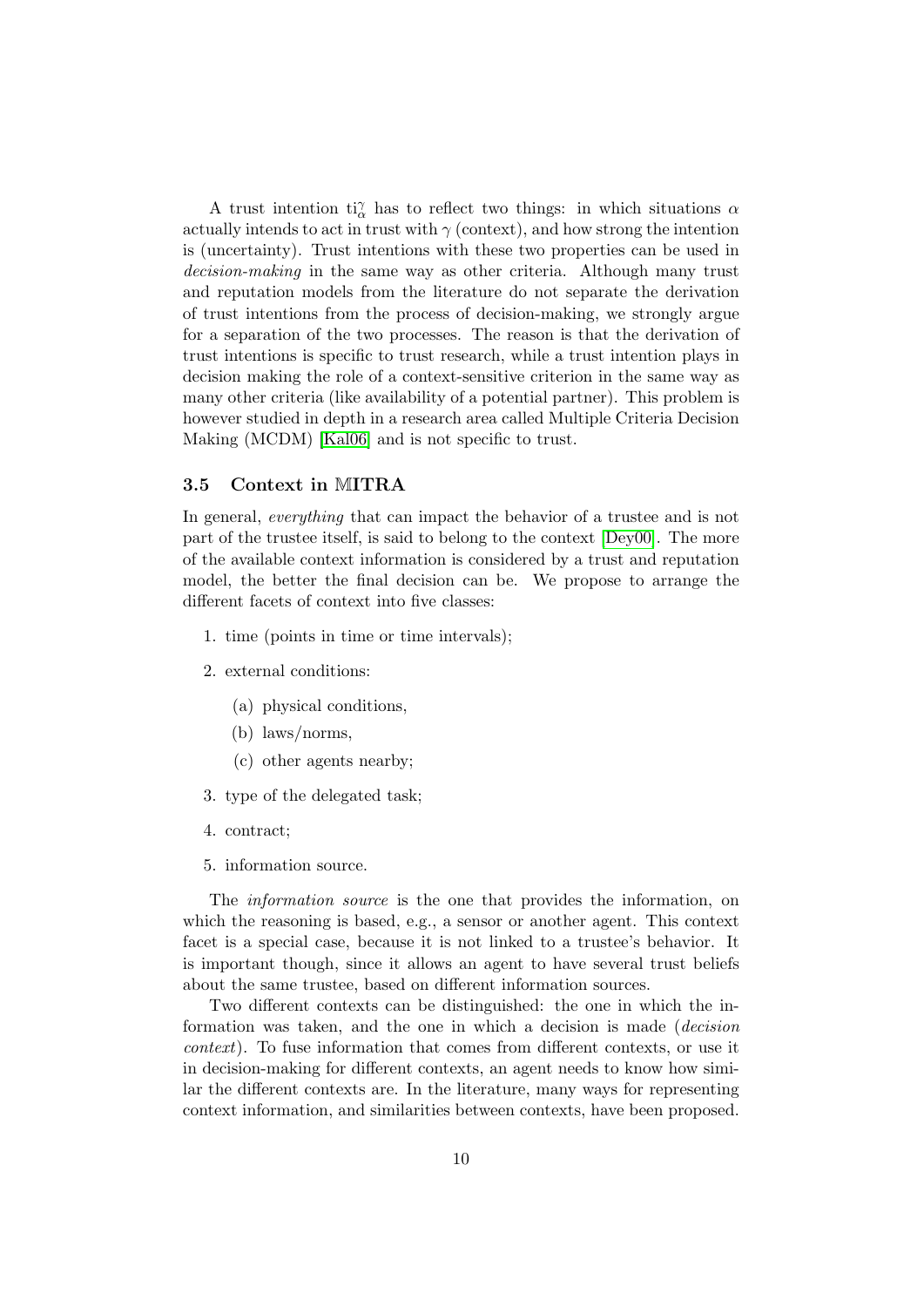A trust intention $\mathrm{ti}_{\alpha}^{\gamma}$ has to reflect two things: in which situations $\alpha$ actually intends to act in trust with $\gamma$ (context), and how strong the intention is (uncertainty). Trust intentions with these two properties can be used in *decision-making* in the same way as other criteria. Although many trust and reputation models from the literature do not separate the derivation of trust intentions from the process of decision-making, we strongly argue for a separation of the two processes. The reason is that the derivation of trust intentions is specific to trust research, while a trust intention plays in decision making the role of a context-sensitive criterion in the same way as many other criteria (like availability of a potential partner). This problem is however studied in depth in a research area called Multiple Criteria Decision Making (MCDM) [Kal06] and is not specific to trust.

### 3.5 Context in $\mathbb{M}$ITRA

In general, *everything* that can impact the behavior of a trustee and is not part of the trustee itself, is said to belong to the context [Dey00]. The more of the available context information is considered by a trust and reputation model, the better the final decision can be. We propose to arrange the different facets of context into five classes:

1. time (points in time or time intervals);
2. external conditions:
   (a) physical conditions,
   (b) laws/norms,
   (c) other agents nearby;
3. type of the delegated task;
4. contract;
5. information source.

The *information source* is the one that provides the information, on which the reasoning is based, e.g., a sensor or another agent. This context facet is a special case, because it is not linked to a trustee's behavior. It is important though, since it allows an agent to have several trust beliefs about the same trustee, based on different information sources.

Two different contexts can be distinguished: the one in which the information was taken, and the one in which a decision is made (*decision context*). To fuse information that comes from different contexts, or use it in decision-making for different contexts, an agent needs to know how similar the different contexts are. In the literature, many ways for representing context information, and similarities between contexts, have been proposed.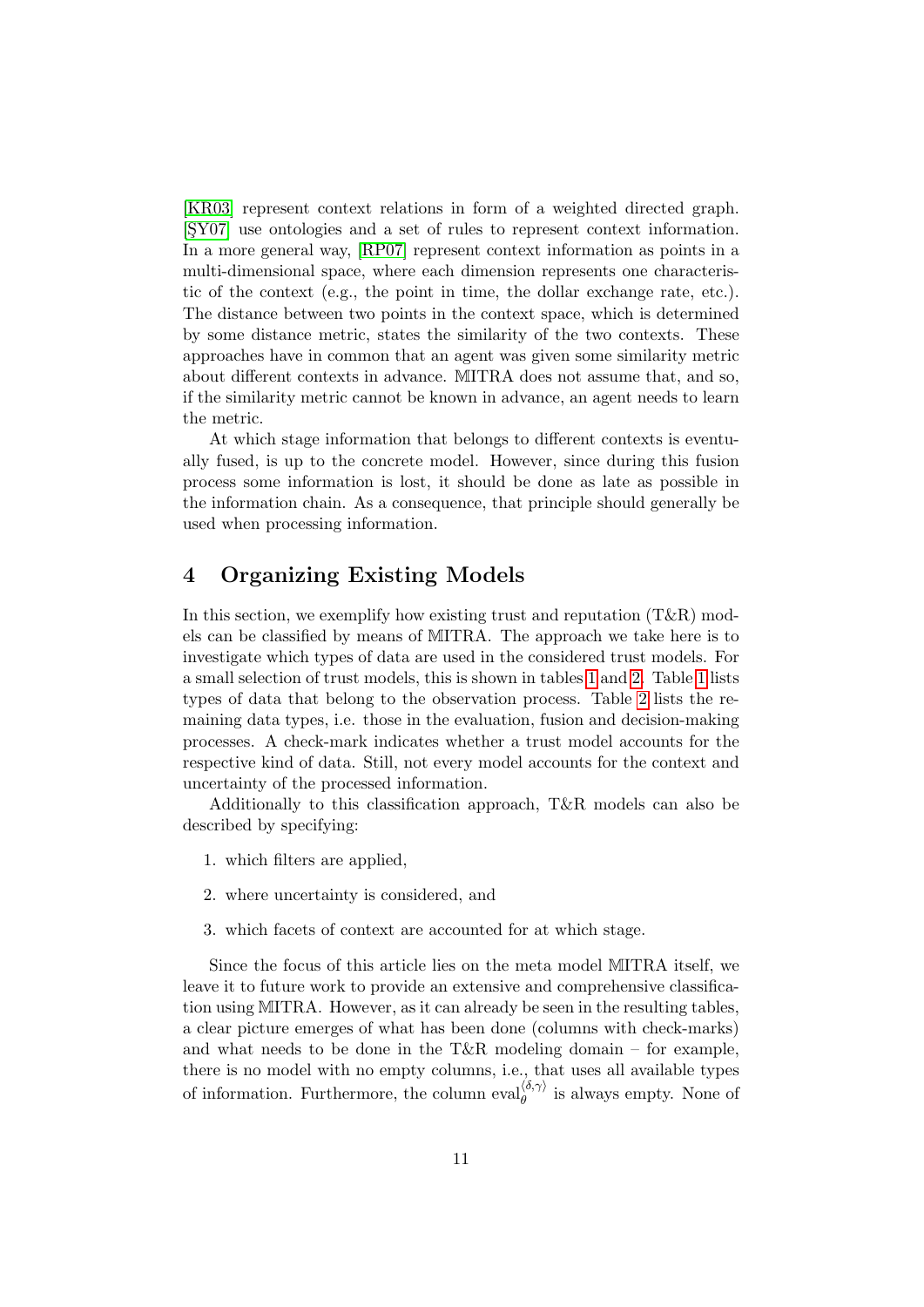[KR03] represent context relations in form of a weighted directed graph. [ŞY07] use ontologies and a set of rules to represent context information. In a more general way, [RP07] represent context information as points in a multi-dimensional space, where each dimension represents one characteristic of the context (e.g., the point in time, the dollar exchange rate, etc.). The distance between two points in the context space, which is determined by some distance metric, states the similarity of the two contexts. These approaches have in common that an agent was given some similarity metric about different contexts in advance. 𝕄ITRA does not assume that, and so, if the similarity metric cannot be known in advance, an agent needs to learn the metric.

At which stage information that belongs to different contexts is eventually fused, is up to the concrete model. However, since during this fusion process some information is lost, it should be done as late as possible in the information chain. As a consequence, that principle should generally be used when processing information.

# 4 Organizing Existing Models

In this section, we exemplify how existing trust and reputation (T&R) models can be classified by means of 𝕄ITRA. The approach we take here is to investigate which types of data are used in the considered trust models. For a small selection of trust models, this is shown in tables 1 and 2. Table 1 lists types of data that belong to the observation process. Table 2 lists the remaining data types, i.e. those in the evaluation, fusion and decision-making processes. A check-mark indicates whether a trust model accounts for the respective kind of data. Still, not every model accounts for the context and uncertainty of the processed information.

Additionally to this classification approach, T&R models can also be described by specifying:

1. which filters are applied,
2. where uncertainty is considered, and
3. which facets of context are accounted for at which stage.

Since the focus of this article lies on the meta model 𝕄ITRA itself, we leave it to future work to provide an extensive and comprehensive classification using 𝕄ITRA. However, as it can already be seen in the resulting tables, a clear picture emerges of what has been done (columns with check-marks) and what needs to be done in the T&R modeling domain – for example, there is no model with no empty columns, i.e., that uses all available types of information. Furthermore, the column $\text{eval}_{\theta}^{\langle\delta,\gamma\rangle}$ is always empty. None of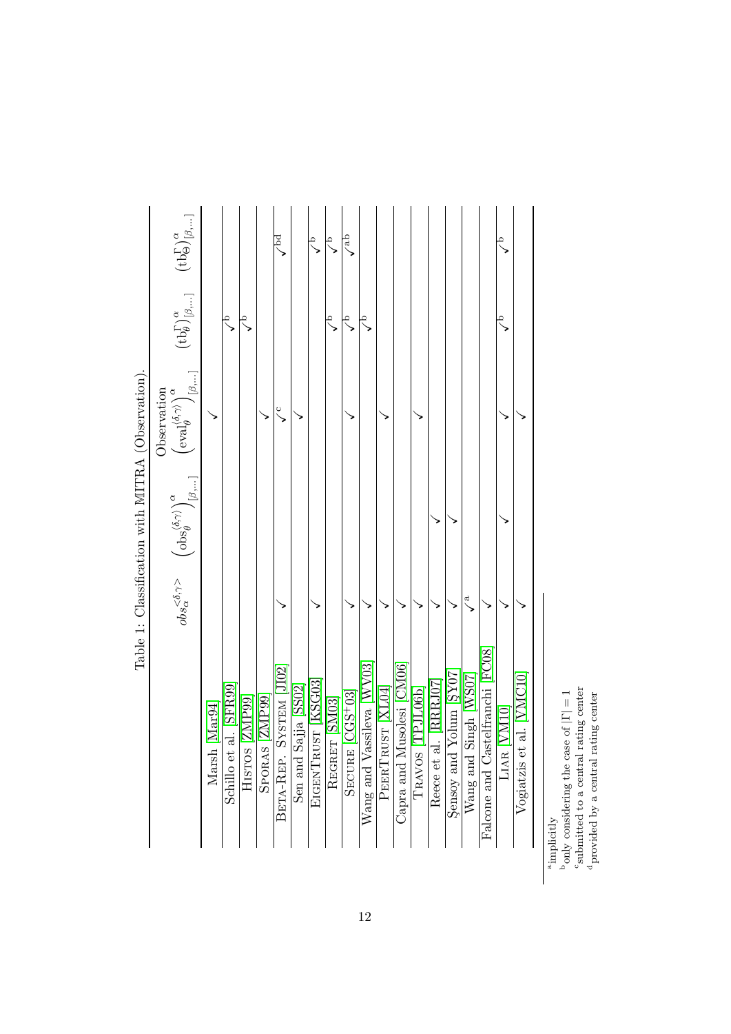Table 1: Classification with MITRA (Observation).

| | Observation | | | | |
|---|---|---|---|---|---|
| | $obs_{\alpha}^{<\delta,\gamma>}$ | $\left(\text{obs}_{\theta}^{\langle\delta,\gamma\rangle}\right)^{\alpha}_{[\beta,\ldots]}$ | $\left(\text{eval}_{\theta}^{\langle\delta,\gamma\rangle}\right)^{\alpha}_{[\beta,\ldots]}$ | $(\text{tb}^{\Gamma}_{\theta})^{\alpha}_{[\beta,\ldots]}$ | $(\text{tb}^{\Gamma}_{\Theta})^{\alpha}_{[\beta,\ldots]}$ |
| Marsh [Mar94] | | | ✓ | | |
| Schillo et al. [SFR99] | | | | ✓[b] | |
| HISTOS [ZMP99] | | | | ✓[b] | |
| SPORAS [ZMP99] | | | ✓ | | |
| BETA-REP. SYSTEM [JI02] | ✓ | | ✓[c] | | ✓[bd] |
| Sen and Sajja [SS02] | | | ✓ | | |
| EIGENTRUST [KSG03] | ✓ | | | | ✓[b] |
| REGRET [SM03] | | | | ✓[b] | ✓[b] |
| SECURE [CGS+03] | ✓ | | ✓ | ✓[b] | ✓[ab] |
| Wang and Vassileva [WV03] | ✓ | | | ✓[b] | |
| PEERTRUST [XL04] | ✓ | | ✓ | | |
| Capra and Musolesi [CM06] | ✓ | | | | |
| TRAVOS [TPJL06b] | ✓ | | ✓ | | |
| Reece et al. [RRRJ07] | ✓ | ✓ | | | |
| Şensoy and Yolum [ŞY07] | ✓ | ✓ | | | |
| Wang and Singh [WS07] | ✓[a] | | | | |
| Falcone and Castelfranchi [FC08] | ✓ | | | | |
| LIAR [VM10] | ✓ | ✓ | ✓ | ✓[b] | ✓[b] |
| Vogiatzis et al. [VMC10] | ✓ | | ✓ | | |

[a] implicitly
[b] only considering the case of $|\Gamma| = 1$
[c] submitted to a central rating center
[d] provided by a central rating center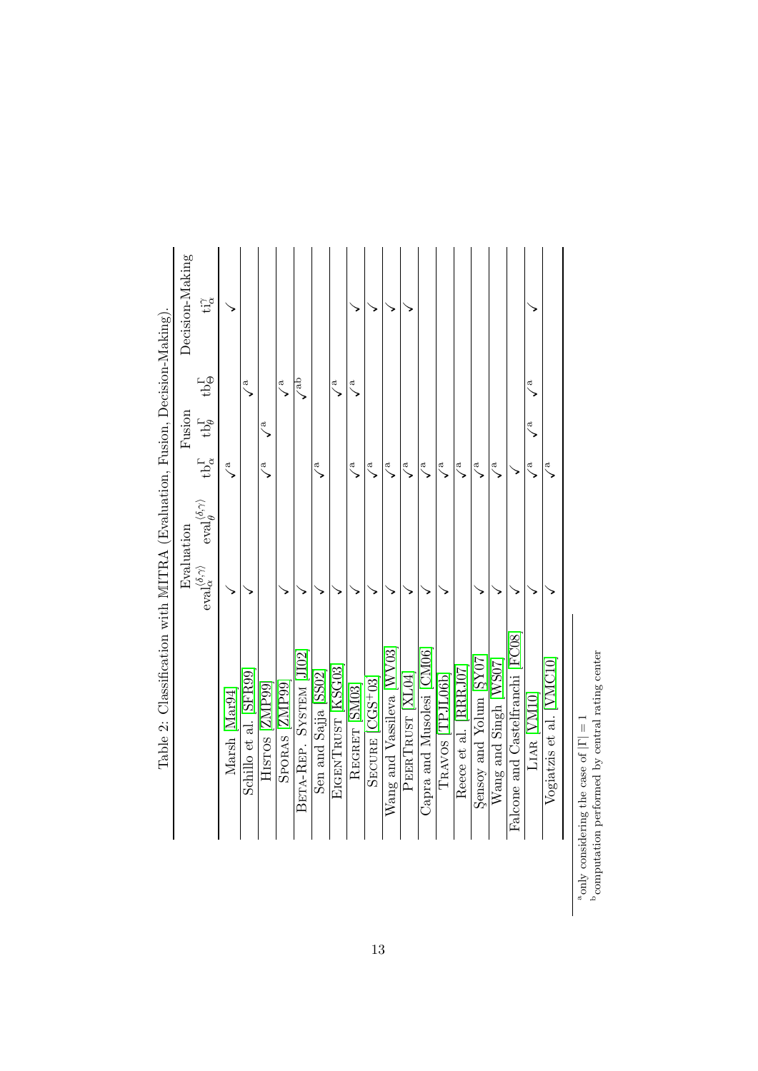Table 2: Classification with MITRA (Evaluation, Fusion, Decision-Making).

| | Evaluation | | Fusion | | | Decision-Making |
|---|---|---|---|---|---|---|
| | $\text{eval}_{\alpha}^{\langle\delta,\gamma\rangle}$ | $\text{eval}_{\theta}^{\langle\delta,\gamma\rangle}$ | $\text{tb}_{\alpha}^{\Gamma}$ | $\text{tb}_{\theta}^{\Gamma}$ | $\text{tb}_{\Theta}^{\Gamma}$ | $\text{ti}_{\alpha}^{\gamma}$ |
| Marsh [Mar94] | ✓ | | ✓[a] | | | ✓ |
| Schillo et al. [SFR99] | ✓ | | | | ✓[a] | |
| HISTOS [ZMP99] | | | ✓[a] | ✓[a] | | |
| SPORAS [ZMP99] | ✓ | | | | ✓[a] | |
| BETA-REP. SYSTEM [JI02] | ✓ | | | | ✓[ab] | |
| Sen and Sajja [SS02] | ✓ | | ✓[a] | | | |
| EIGENTRUST [KSG03] | | | | | ✓[a] | |
| REGRET [SM03] | ✓ | | ✓[a] | | ✓[a] | ✓ |
| SECURE [CGS+03] | ✓ | | ✓[a] | | | ✓ |
| Wang and Vassileva [WV03] | ✓ | | ✓[a] | | | ✓ |
| PEERTRUST [XL04] | ✓ | | ✓[a] | | | ✓ |
| Capra and Musolesi [CM06] | ✓ | | ✓[a] | | | |
| TRAVOS [TPJL06b] | ✓ | | ✓[a] | | | |
| Reece et al. [RRRJ07] | | | ✓[a] | | | |
| Şensoy and Yolum [ŞY07] | ✓ | | ✓[a] | | | |
| Wang and Singh [WS07] | ✓ | | ✓[a] | | | |
| Falcone and Castelfranchi [FC08] | ✓ | | ✓ | | | |
| LIAR [VM10] | ✓ | | ✓[a] | ✓[a] | ✓[a] | ✓ |
| Vogiatzis et al. [VMC10] | ✓ | | ✓[a] | | | |

[a] only considering the case of $|\Gamma| = 1$

[b] computation performed by central rating center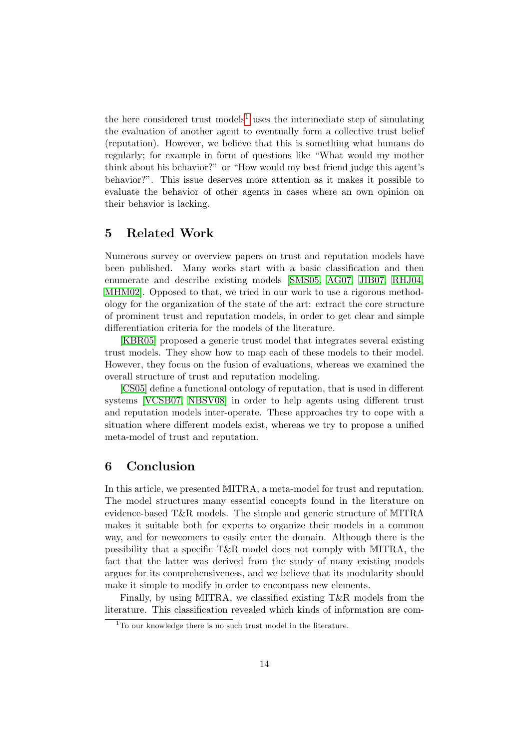the here considered trust models[1] uses the intermediate step of simulating the evaluation of another agent to eventually form a collective trust belief (reputation). However, we believe that this is something what humans do regularly; for example in form of questions like "What would my mother think about his behavior?" or "How would my best friend judge this agent's behavior?". This issue deserves more attention as it makes it possible to evaluate the behavior of other agents in cases where an own opinion on their behavior is lacking.

## 5 Related Work

Numerous survey or overview papers on trust and reputation models have been published. Many works start with a basic classification and then enumerate and describe existing models [SMS05, AG07, JIB07, RHJ04, MHM02]. Opposed to that, we tried in our work to use a rigorous methodology for the organization of the state of the art: extract the core structure of prominent trust and reputation models, in order to get clear and simple differentiation criteria for the models of the literature.

[KBR05] proposed a generic trust model that integrates several existing trust models. They show how to map each of these models to their model. However, they focus on the fusion of evaluations, whereas we examined the overall structure of trust and reputation modeling.

[CS05] define a functional ontology of reputation, that is used in different systems [VCSB07, NBSV08] in order to help agents using different trust and reputation models inter-operate. These approaches try to cope with a situation where different models exist, whereas we try to propose a unified meta-model of trust and reputation.

## 6 Conclusion

In this article, we presented 𝕄ITRA, a meta-model for trust and reputation. The model structures many essential concepts found in the literature on evidence-based T&R models. The simple and generic structure of 𝕄ITRA makes it suitable both for experts to organize their models in a common way, and for newcomers to easily enter the domain. Although there is the possibility that a specific T&R model does not comply with 𝕄ITRA, the fact that the latter was derived from the study of many existing models argues for its comprehensiveness, and we believe that its modularity should make it simple to modify in order to encompass new elements.

Finally, by using 𝕄ITRA, we classified existing T&R models from the literature. This classification revealed which kinds of information are com-

[1] To our knowledge there is no such trust model in the literature.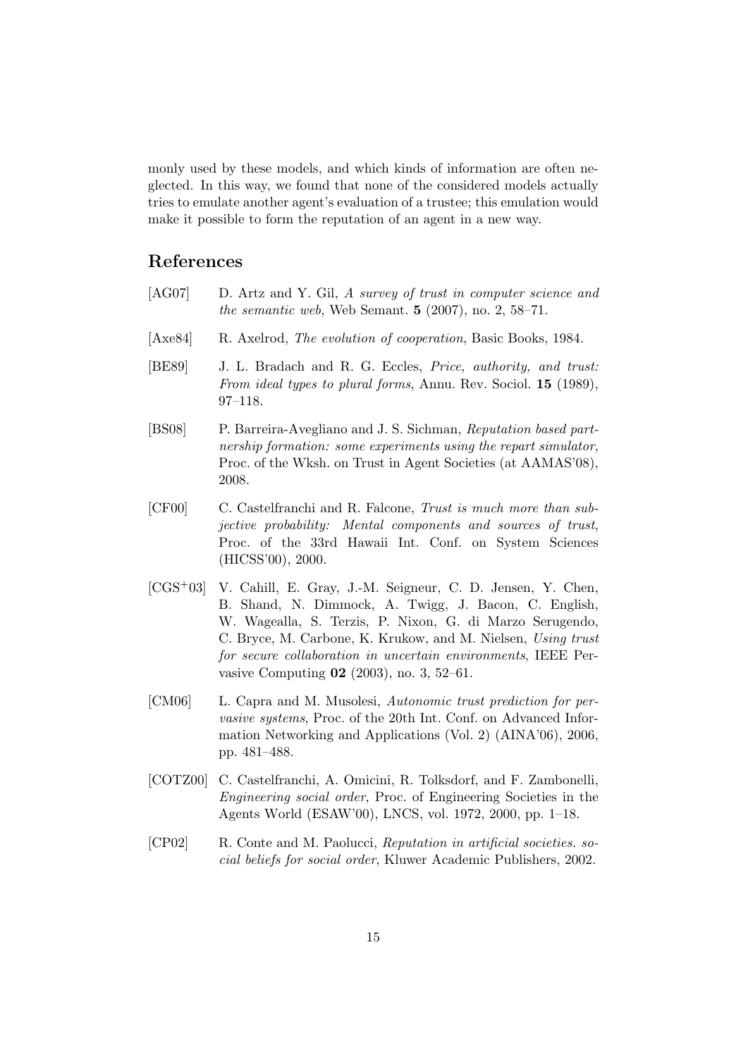monly used by these models, and which kinds of information are often neglected. In this way, we found that none of the considered models actually tries to emulate another agent's evaluation of a trustee; this emulation would make it possible to form the reputation of an agent in a new way.

## References

[AG07] D. Artz and Y. Gil, *A survey of trust in computer science and the semantic web*, Web Semant. **5** (2007), no. 2, 58–71.

[Axe84] R. Axelrod, *The evolution of cooperation*, Basic Books, 1984.

[BE89] J. L. Bradach and R. G. Eccles, *Price, authority, and trust: From ideal types to plural forms*, Annu. Rev. Sociol. **15** (1989), 97–118.

[BS08] P. Barreira-Avegliano and J. S. Sichman, *Reputation based partnership formation: some experiments using the repart simulator*, Proc. of the Wksh. on Trust in Agent Societies (at AAMAS'08), 2008.

[CF00] C. Castelfranchi and R. Falcone, *Trust is much more than subjective probability: Mental components and sources of trust*, Proc. of the 33rd Hawaii Int. Conf. on System Sciences (HICSS'00), 2000.

[CGS+03] V. Cahill, E. Gray, J.-M. Seigneur, C. D. Jensen, Y. Chen, B. Shand, N. Dimmock, A. Twigg, J. Bacon, C. English, W. Wagealla, S. Terzis, P. Nixon, G. di Marzo Serugendo, C. Bryce, M. Carbone, K. Krukow, and M. Nielsen, *Using trust for secure collaboration in uncertain environments*, IEEE Pervasive Computing **02** (2003), no. 3, 52–61.

[CM06] L. Capra and M. Musolesi, *Autonomic trust prediction for pervasive systems*, Proc. of the 20th Int. Conf. on Advanced Information Networking and Applications (Vol. 2) (AINA'06), 2006, pp. 481–488.

[COTZ00] C. Castelfranchi, A. Omicini, R. Tolksdorf, and F. Zambonelli, *Engineering social order*, Proc. of Engineering Societies in the Agents World (ESAW'00), LNCS, vol. 1972, 2000, pp. 1–18.

[CP02] R. Conte and M. Paolucci, *Reputation in artificial societies. social beliefs for social order*, Kluwer Academic Publishers, 2002.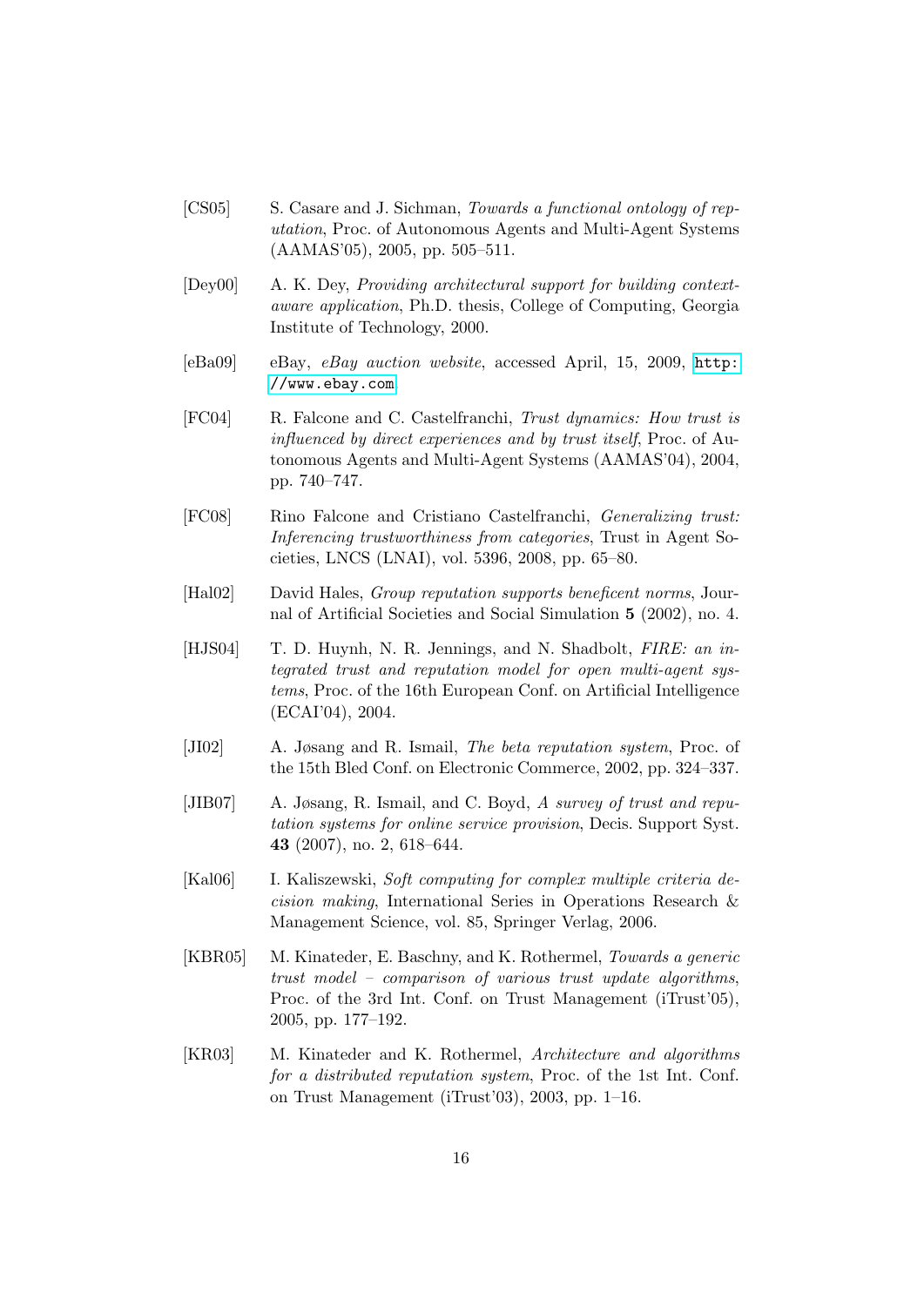[CS05] S. Casare and J. Sichman, *Towards a functional ontology of reputation*, Proc. of Autonomous Agents and Multi-Agent Systems (AAMAS'05), 2005, pp. 505–511.

[Dey00] A. K. Dey, *Providing architectural support for building context-aware application*, Ph.D. thesis, College of Computing, Georgia Institute of Technology, 2000.

[eBa09] eBay, *eBay auction website*, accessed April, 15, 2009, http://www.ebay.com

[FC04] R. Falcone and C. Castelfranchi, *Trust dynamics: How trust is influenced by direct experiences and by trust itself*, Proc. of Autonomous Agents and Multi-Agent Systems (AAMAS'04), 2004, pp. 740–747.

[FC08] Rino Falcone and Cristiano Castelfranchi, *Generalizing trust: Inferencing trustworthiness from categories*, Trust in Agent Societies, LNCS (LNAI), vol. 5396, 2008, pp. 65–80.

[Hal02] David Hales, *Group reputation supports beneficent norms*, Journal of Artificial Societies and Social Simulation **5** (2002), no. 4.

[HJS04] T. D. Huynh, N. R. Jennings, and N. Shadbolt, *FIRE: an integrated trust and reputation model for open multi-agent systems*, Proc. of the 16th European Conf. on Artificial Intelligence (ECAI'04), 2004.

[JI02] A. Jøsang and R. Ismail, *The beta reputation system*, Proc. of the 15th Bled Conf. on Electronic Commerce, 2002, pp. 324–337.

[JIB07] A. Jøsang, R. Ismail, and C. Boyd, *A survey of trust and reputation systems for online service provision*, Decis. Support Syst. **43** (2007), no. 2, 618–644.

[Kal06] I. Kaliszewski, *Soft computing for complex multiple criteria decision making*, International Series in Operations Research & Management Science, vol. 85, Springer Verlag, 2006.

[KBR05] M. Kinateder, E. Baschny, and K. Rothermel, *Towards a generic trust model – comparison of various trust update algorithms*, Proc. of the 3rd Int. Conf. on Trust Management (iTrust'05), 2005, pp. 177–192.

[KR03] M. Kinateder and K. Rothermel, *Architecture and algorithms for a distributed reputation system*, Proc. of the 1st Int. Conf. on Trust Management (iTrust'03), 2003, pp. 1–16.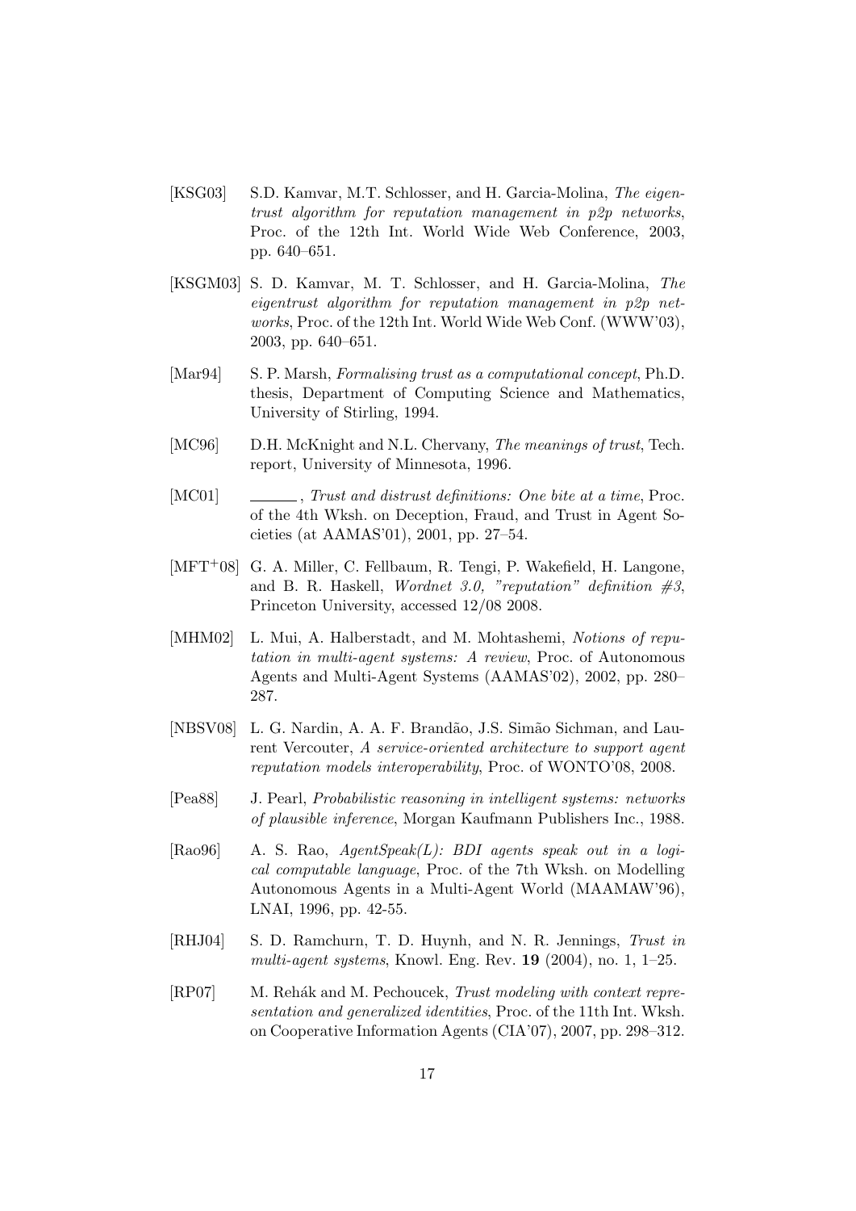[KSG03] S.D. Kamvar, M.T. Schlosser, and H. Garcia-Molina, *The eigentrust algorithm for reputation management in p2p networks*, Proc. of the 12th Int. World Wide Web Conference, 2003, pp. 640–651.

[KSGM03] S. D. Kamvar, M. T. Schlosser, and H. Garcia-Molina, *The eigentrust algorithm for reputation management in p2p networks*, Proc. of the 12th Int. World Wide Web Conf. (WWW'03), 2003, pp. 640–651.

[Mar94] S. P. Marsh, *Formalising trust as a computational concept*, Ph.D. thesis, Department of Computing Science and Mathematics, University of Stirling, 1994.

[MC96] D.H. McKnight and N.L. Chervany, *The meanings of trust*, Tech. report, University of Minnesota, 1996.

[MC01] ______, *Trust and distrust definitions: One bite at a time*, Proc. of the 4th Wksh. on Deception, Fraud, and Trust in Agent Societies (at AAMAS'01), 2001, pp. 27–54.

[MFT+08] G. A. Miller, C. Fellbaum, R. Tengi, P. Wakefield, H. Langone, and B. R. Haskell, *Wordnet 3.0, "reputation" definition #3*, Princeton University, accessed 12/08 2008.

[MHM02] L. Mui, A. Halberstadt, and M. Mohtashemi, *Notions of reputation in multi-agent systems: A review*, Proc. of Autonomous Agents and Multi-Agent Systems (AAMAS'02), 2002, pp. 280–287.

[NBSV08] L. G. Nardin, A. A. F. Brandão, J.S. Simão Sichman, and Laurent Vercouter, *A service-oriented architecture to support agent reputation models interoperability*, Proc. of WONTO'08, 2008.

[Pea88] J. Pearl, *Probabilistic reasoning in intelligent systems: networks of plausible inference*, Morgan Kaufmann Publishers Inc., 1988.

[Rao96] A. S. Rao, *AgentSpeak(L): BDI agents speak out in a logical computable language*, Proc. of the 7th Wksh. on Modelling Autonomous Agents in a Multi-Agent World (MAAMAW'96), LNAI, 1996, pp. 42-55.

[RHJ04] S. D. Ramchurn, T. D. Huynh, and N. R. Jennings, *Trust in multi-agent systems*, Knowl. Eng. Rev. **19** (2004), no. 1, 1–25.

[RP07] M. Rehák and M. Pechoucek, *Trust modeling with context representation and generalized identities*, Proc. of the 11th Int. Wksh. on Cooperative Information Agents (CIA'07), 2007, pp. 298–312.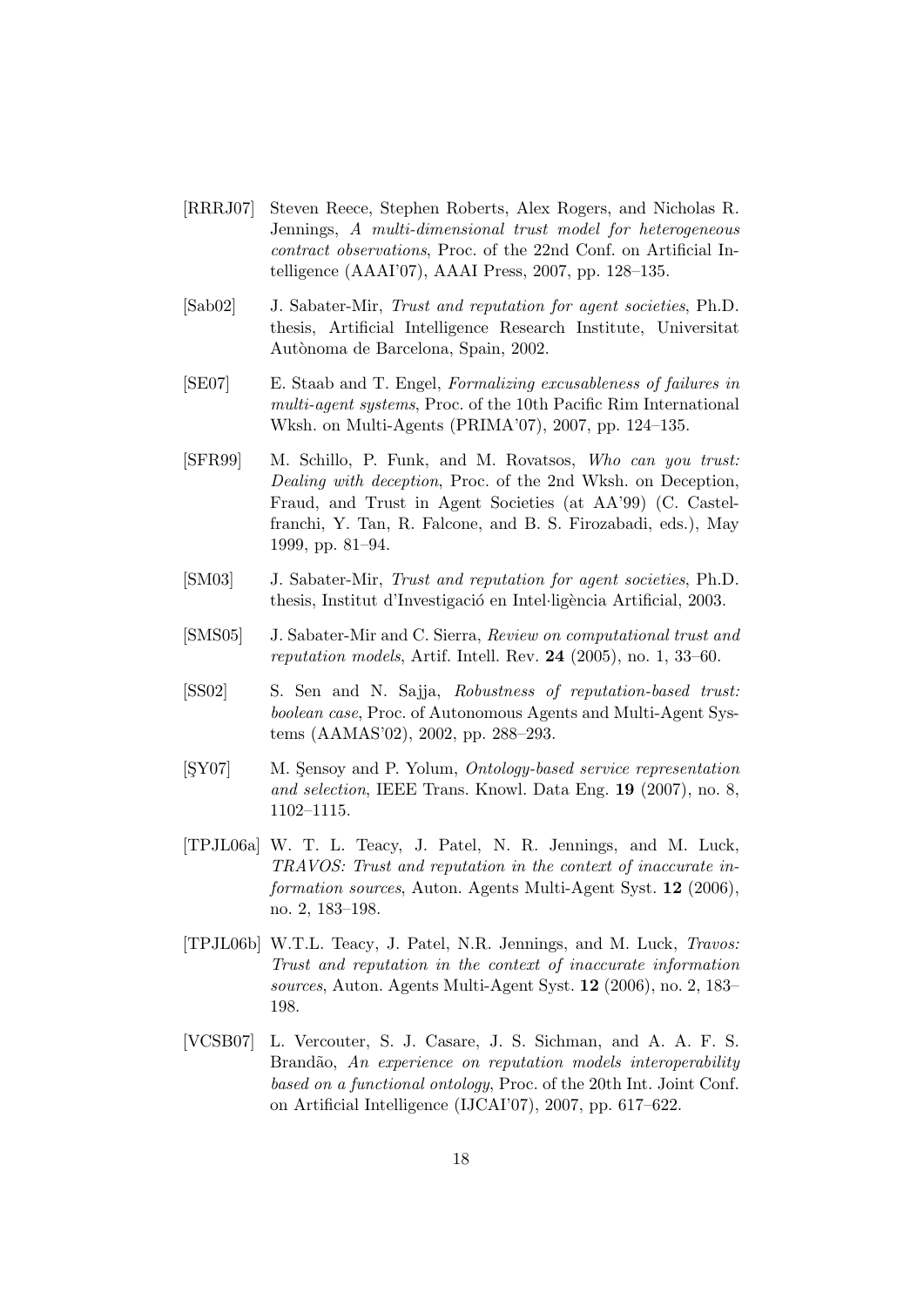[RRRJ07] Steven Reece, Stephen Roberts, Alex Rogers, and Nicholas R. Jennings, *A multi-dimensional trust model for heterogeneous contract observations*, Proc. of the 22nd Conf. on Artificial Intelligence (AAAI'07), AAAI Press, 2007, pp. 128–135.

[Sab02] J. Sabater-Mir, *Trust and reputation for agent societies*, Ph.D. thesis, Artificial Intelligence Research Institute, Universitat Autònoma de Barcelona, Spain, 2002.

[SE07] E. Staab and T. Engel, *Formalizing excusableness of failures in multi-agent systems*, Proc. of the 10th Pacific Rim International Wksh. on Multi-Agents (PRIMA'07), 2007, pp. 124–135.

[SFR99] M. Schillo, P. Funk, and M. Rovatsos, *Who can you trust: Dealing with deception*, Proc. of the 2nd Wksh. on Deception, Fraud, and Trust in Agent Societies (at AA'99) (C. Castelfranchi, Y. Tan, R. Falcone, and B. S. Firozabadi, eds.), May 1999, pp. 81–94.

[SM03] J. Sabater-Mir, *Trust and reputation for agent societies*, Ph.D. thesis, Institut d'Investigació en Intel·ligència Artificial, 2003.

[SMS05] J. Sabater-Mir and C. Sierra, *Review on computational trust and reputation models*, Artif. Intell. Rev. **24** (2005), no. 1, 33–60.

[SS02] S. Sen and N. Sajja, *Robustness of reputation-based trust: boolean case*, Proc. of Autonomous Agents and Multi-Agent Systems (AAMAS'02), 2002, pp. 288–293.

[ŞY07] M. Şensoy and P. Yolum, *Ontology-based service representation and selection*, IEEE Trans. Knowl. Data Eng. **19** (2007), no. 8, 1102–1115.

[TPJL06a] W. T. L. Teacy, J. Patel, N. R. Jennings, and M. Luck, *TRAVOS: Trust and reputation in the context of inaccurate information sources*, Auton. Agents Multi-Agent Syst. **12** (2006), no. 2, 183–198.

[TPJL06b] W.T.L. Teacy, J. Patel, N.R. Jennings, and M. Luck, *Travos: Trust and reputation in the context of inaccurate information sources*, Auton. Agents Multi-Agent Syst. **12** (2006), no. 2, 183–198.

[VCSB07] L. Vercouter, S. J. Casare, J. S. Sichman, and A. A. F. S. Brandão, *An experience on reputation models interoperability based on a functional ontology*, Proc. of the 20th Int. Joint Conf. on Artificial Intelligence (IJCAI'07), 2007, pp. 617–622.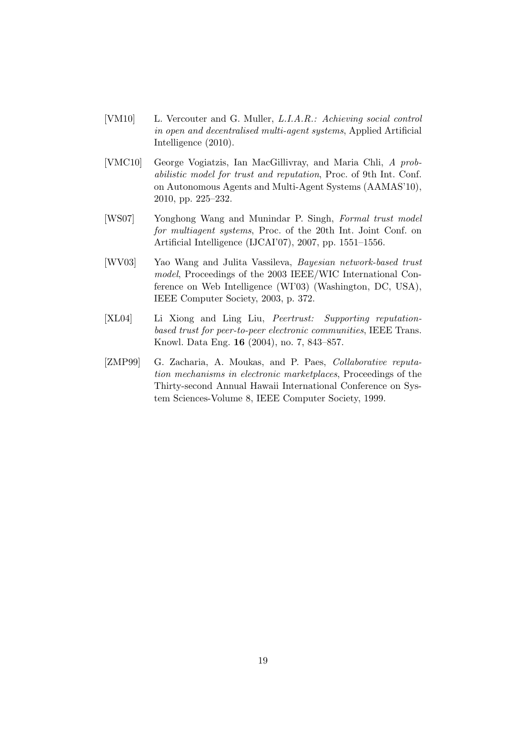[VM10] L. Vercouter and G. Muller, *L.I.A.R.: Achieving social control in open and decentralised multi-agent systems*, Applied Artificial Intelligence (2010).

[VMC10] George Vogiatzis, Ian MacGillivray, and Maria Chli, *A probabilistic model for trust and reputation*, Proc. of 9th Int. Conf. on Autonomous Agents and Multi-Agent Systems (AAMAS'10), 2010, pp. 225–232.

[WS07] Yonghong Wang and Munindar P. Singh, *Formal trust model for multiagent systems*, Proc. of the 20th Int. Joint Conf. on Artificial Intelligence (IJCAI'07), 2007, pp. 1551–1556.

[WV03] Yao Wang and Julita Vassileva, *Bayesian network-based trust model*, Proceedings of the 2003 IEEE/WIC International Conference on Web Intelligence (WI'03) (Washington, DC, USA), IEEE Computer Society, 2003, p. 372.

[XL04] Li Xiong and Ling Liu, *Peertrust: Supporting reputation-based trust for peer-to-peer electronic communities*, IEEE Trans. Knowl. Data Eng. **16** (2004), no. 7, 843–857.

[ZMP99] G. Zacharia, A. Moukas, and P. Paes, *Collaborative reputation mechanisms in electronic marketplaces*, Proceedings of the Thirty-second Annual Hawaii International Conference on System Sciences-Volume 8, IEEE Computer Society, 1999.